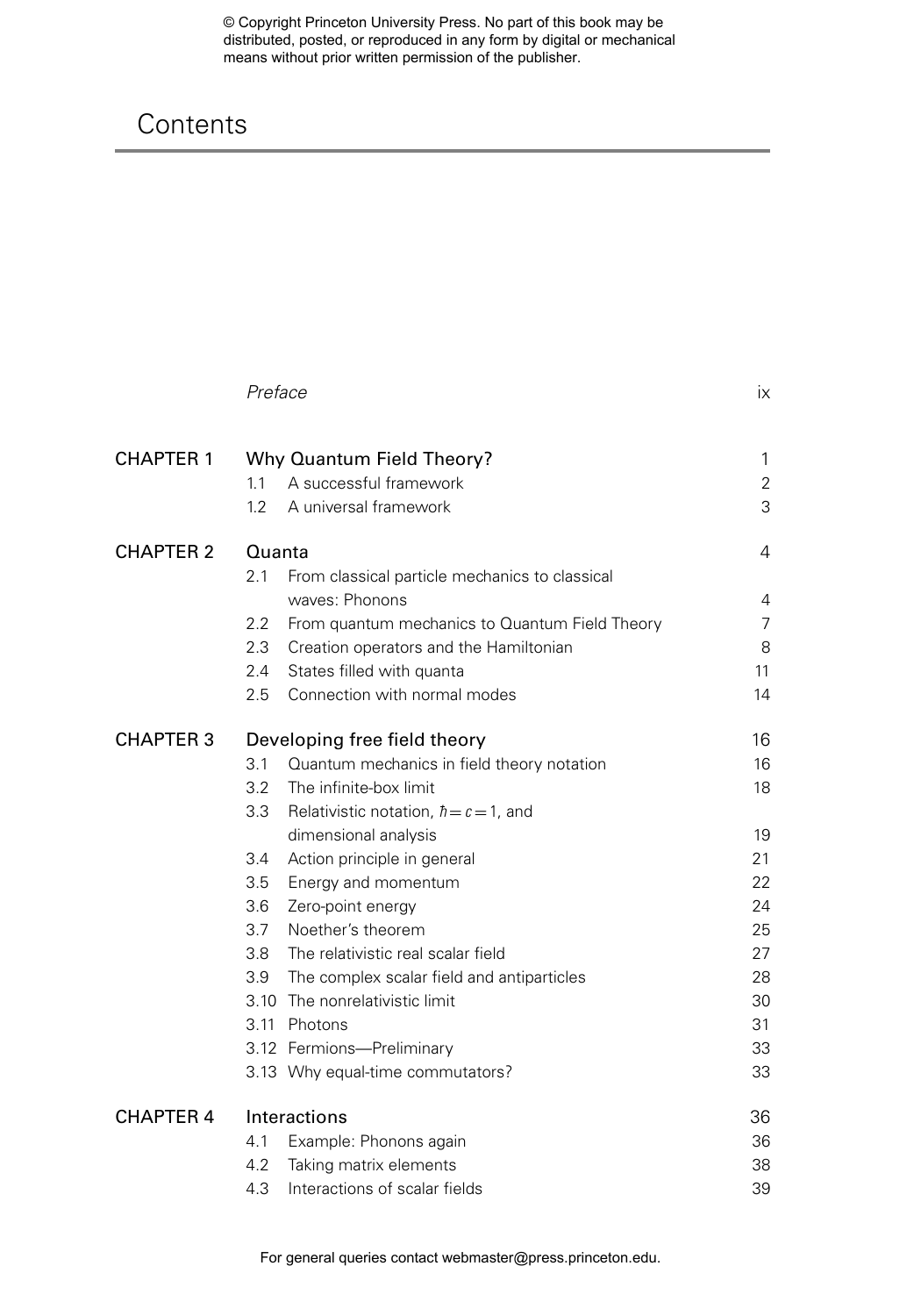# Contents

| | | |
|---|---|---|
| | *Preface* | ix |
| **CHAPTER 1** | **Why Quantum Field Theory?** | 1 |
| | 1.1 A successful framework | 2 |
| | 1.2 A universal framework | 3 |
| **CHAPTER 2** | **Quanta** | 4 |
| | 2.1 From classical particle mechanics to classical waves: Phonons | 4 |
| | 2.2 From quantum mechanics to Quantum Field Theory | 7 |
| | 2.3 Creation operators and the Hamiltonian | 8 |
| | 2.4 States filled with quanta | 11 |
| | 2.5 Connection with normal modes | 14 |
| **CHAPTER 3** | **Developing free field theory** | 16 |
| | 3.1 Quantum mechanics in field theory notation | 16 |
| | 3.2 The infinite-box limit | 18 |
| | 3.3 Relativistic notation, $\hbar = c = 1$, and dimensional analysis | 19 |
| | 3.4 Action principle in general | 21 |
| | 3.5 Energy and momentum | 22 |
| | 3.6 Zero-point energy | 24 |
| | 3.7 Noether's theorem | 25 |
| | 3.8 The relativistic real scalar field | 27 |
| | 3.9 The complex scalar field and antiparticles | 28 |
| | 3.10 The nonrelativistic limit | 30 |
| | 3.11 Photons | 31 |
| | 3.12 Fermions—Preliminary | 33 |
| | 3.13 Why equal-time commutators? | 33 |
| **CHAPTER 4** | **Interactions** | 36 |
| | 4.1 Example: Phonons again | 36 |
| | 4.2 Taking matrix elements | 38 |
| | 4.3 Interactions of scalar fields | 39 |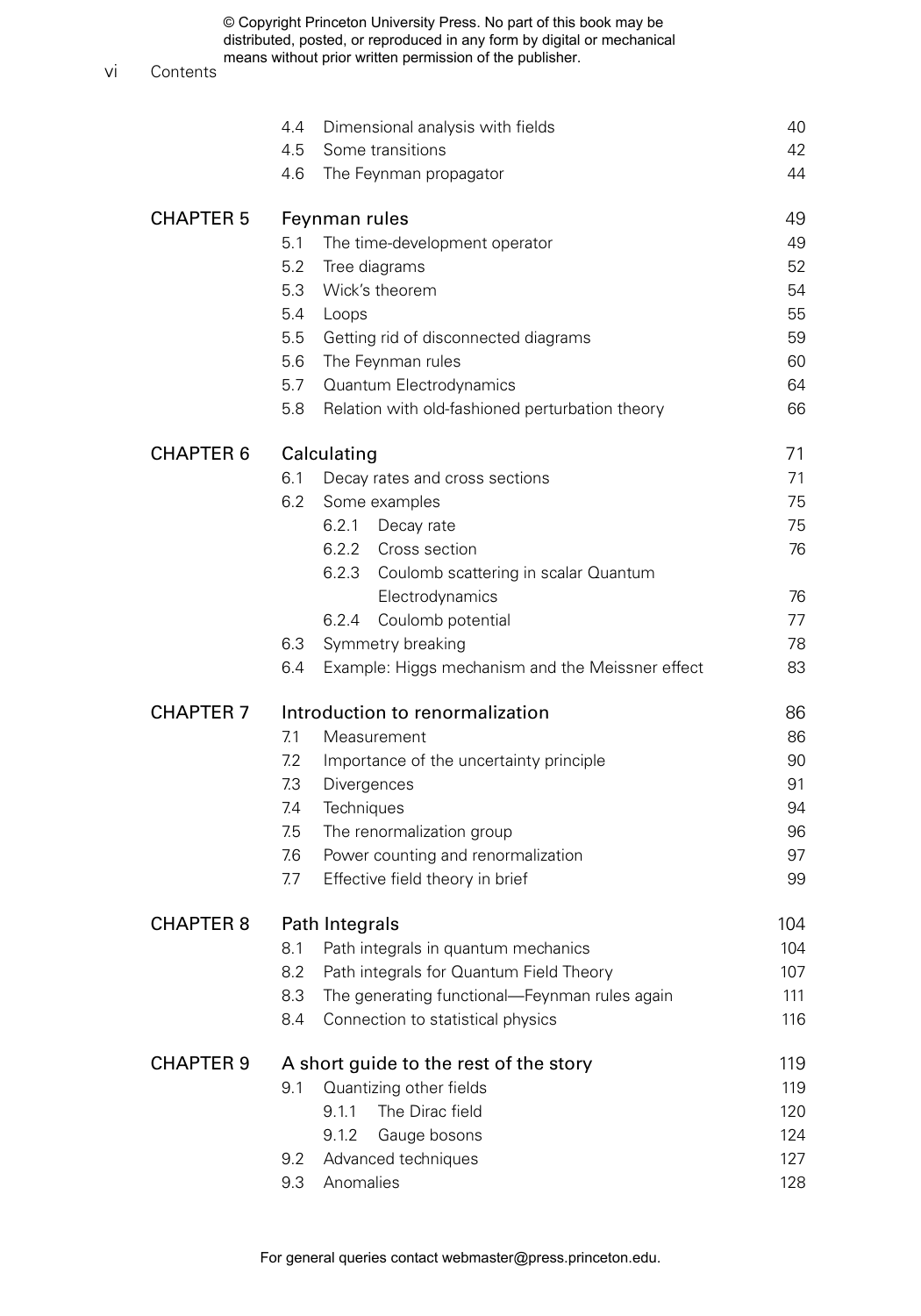| | | | |
|---|---|---|---|
| | 4.4 | Dimensional analysis with fields | 40 |
| | 4.5 | Some transitions | 42 |
| | 4.6 | The Feynman propagator | 44 |
| **CHAPTER 5** | | **Feynman rules** | **49** |
| | 5.1 | The time-development operator | 49 |
| | 5.2 | Tree diagrams | 52 |
| | 5.3 | Wick's theorem | 54 |
| | 5.4 | Loops | 55 |
| | 5.5 | Getting rid of disconnected diagrams | 59 |
| | 5.6 | The Feynman rules | 60 |
| | 5.7 | Quantum Electrodynamics | 64 |
| | 5.8 | Relation with old-fashioned perturbation theory | 66 |
| **CHAPTER 6** | | **Calculating** | **71** |
| | 6.1 | Decay rates and cross sections | 71 |
| | 6.2 | Some examples | 75 |
| | | 6.2.1 Decay rate | 75 |
| | | 6.2.2 Cross section | 76 |
| | | 6.2.3 Coulomb scattering in scalar Quantum Electrodynamics | 76 |
| | | 6.2.4 Coulomb potential | 77 |
| | 6.3 | Symmetry breaking | 78 |
| | 6.4 | Example: Higgs mechanism and the Meissner effect | 83 |
| **CHAPTER 7** | | **Introduction to renormalization** | **86** |
| | 7.1 | Measurement | 86 |
| | 7.2 | Importance of the uncertainty principle | 90 |
| | 7.3 | Divergences | 91 |
| | 7.4 | Techniques | 94 |
| | 7.5 | The renormalization group | 96 |
| | 7.6 | Power counting and renormalization | 97 |
| | 7.7 | Effective field theory in brief | 99 |
| **CHAPTER 8** | | **Path Integrals** | **104** |
| | 8.1 | Path integrals in quantum mechanics | 104 |
| | 8.2 | Path integrals for Quantum Field Theory | 107 |
| | 8.3 | The generating functional—Feynman rules again | 111 |
| | 8.4 | Connection to statistical physics | 116 |
| **CHAPTER 9** | | **A short guide to the rest of the story** | **119** |
| | 9.1 | Quantizing other fields | 119 |
| | | 9.1.1 The Dirac field | 120 |
| | | 9.1.2 Gauge bosons | 124 |
| | 9.2 | Advanced techniques | 127 |
| | 9.3 | Anomalies | 128 |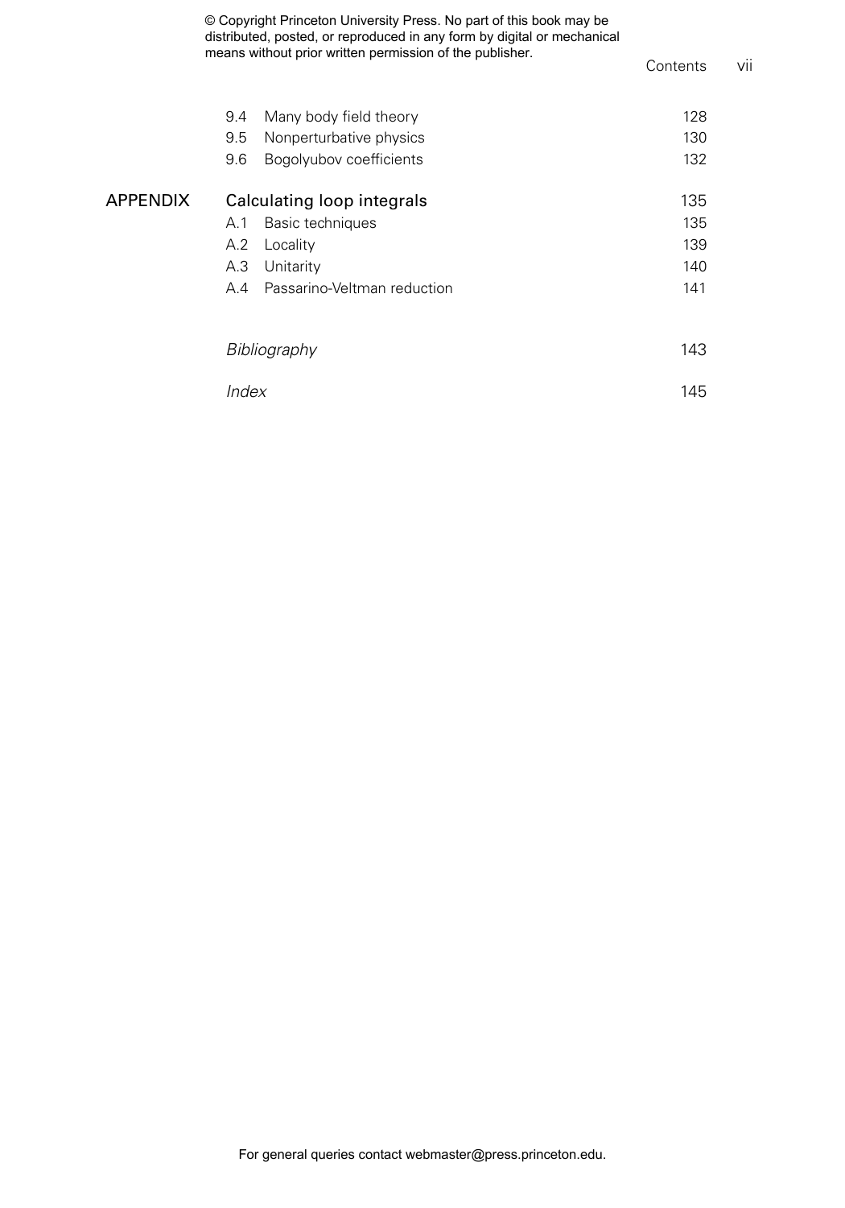| | | |
|---|---|---|
| 9.4 | Many body field theory | 128 |
| 9.5 | Nonperturbative physics | 130 |
| 9.6 | Bogolyubov coefficients | 132 |

**APPENDIX Calculating loop integrals** 135

| | | |
|---|---|---|
| A.1 | Basic techniques | 135 |
| A.2 | Locality | 139 |
| A.3 | Unitarity | 140 |
| A.4 | Passarino-Veltman reduction | 141 |

*Bibliography* 143

*Index* 145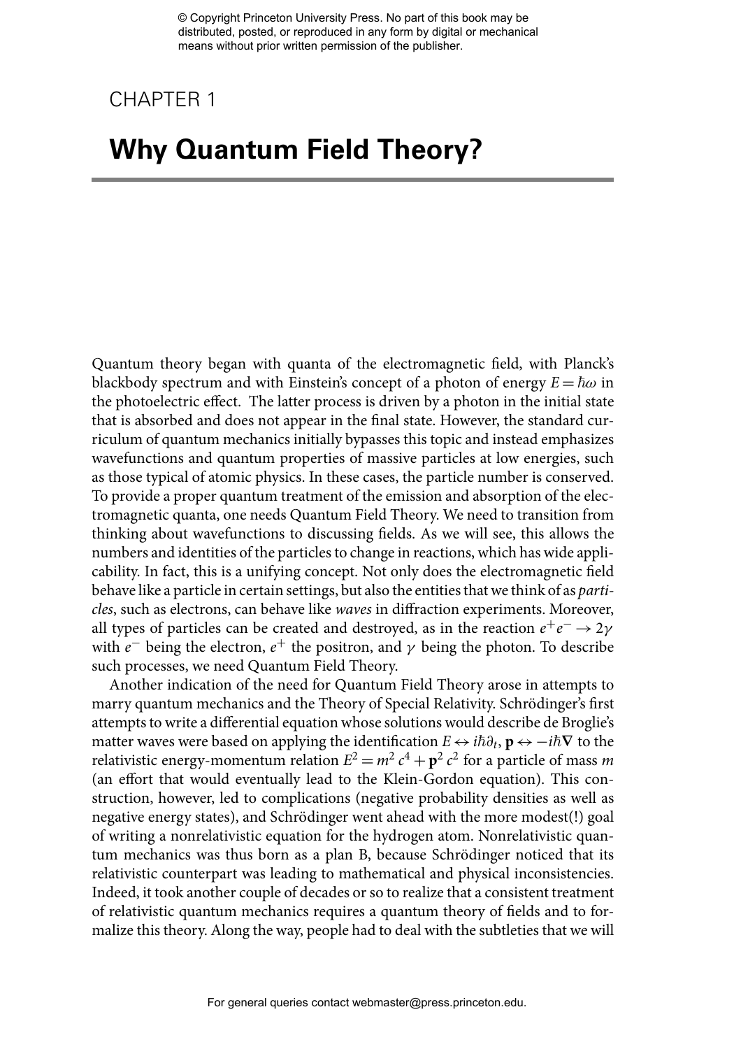# CHAPTER 1

# Why Quantum Field Theory?

Quantum theory began with quanta of the electromagnetic field, with Planck's blackbody spectrum and with Einstein's concept of a photon of energy $E = \hbar\omega$ in the photoelectric effect. The latter process is driven by a photon in the initial state that is absorbed and does not appear in the final state. However, the standard curriculum of quantum mechanics initially bypasses this topic and instead emphasizes wavefunctions and quantum properties of massive particles at low energies, such as those typical of atomic physics. In these cases, the particle number is conserved. To provide a proper quantum treatment of the emission and absorption of the electromagnetic quanta, one needs Quantum Field Theory. We need to transition from thinking about wavefunctions to discussing fields. As we will see, this allows the numbers and identities of the particles to change in reactions, which has wide applicability. In fact, this is a unifying concept. Not only does the electromagnetic field behave like a particle in certain settings, but also the entities that we think of as *particles*, such as electrons, can behave like *waves* in diffraction experiments. Moreover, all types of particles can be created and destroyed, as in the reaction $e^+e^- \to 2\gamma$ with $e^-$ being the electron, $e^+$ the positron, and $\gamma$ being the photon. To describe such processes, we need Quantum Field Theory.

Another indication of the need for Quantum Field Theory arose in attempts to marry quantum mechanics and the Theory of Special Relativity. Schrödinger's first attempts to write a differential equation whose solutions would describe de Broglie's matter waves were based on applying the identification $E \leftrightarrow i\hbar\partial_t$, $\mathbf{p} \leftrightarrow -i\hbar\nabla$ to the relativistic energy-momentum relation $E^2 = m^2 c^4 + \mathbf{p}^2 c^2$ for a particle of mass $m$ (an effort that would eventually lead to the Klein-Gordon equation). This construction, however, led to complications (negative probability densities as well as negative energy states), and Schrödinger went ahead with the more modest(!) goal of writing a nonrelativistic equation for the hydrogen atom. Nonrelativistic quantum mechanics was thus born as a plan B, because Schrödinger noticed that its relativistic counterpart was leading to mathematical and physical inconsistencies. Indeed, it took another couple of decades or so to realize that a consistent treatment of relativistic quantum mechanics requires a quantum theory of fields and to formalize this theory. Along the way, people had to deal with the subtleties that we will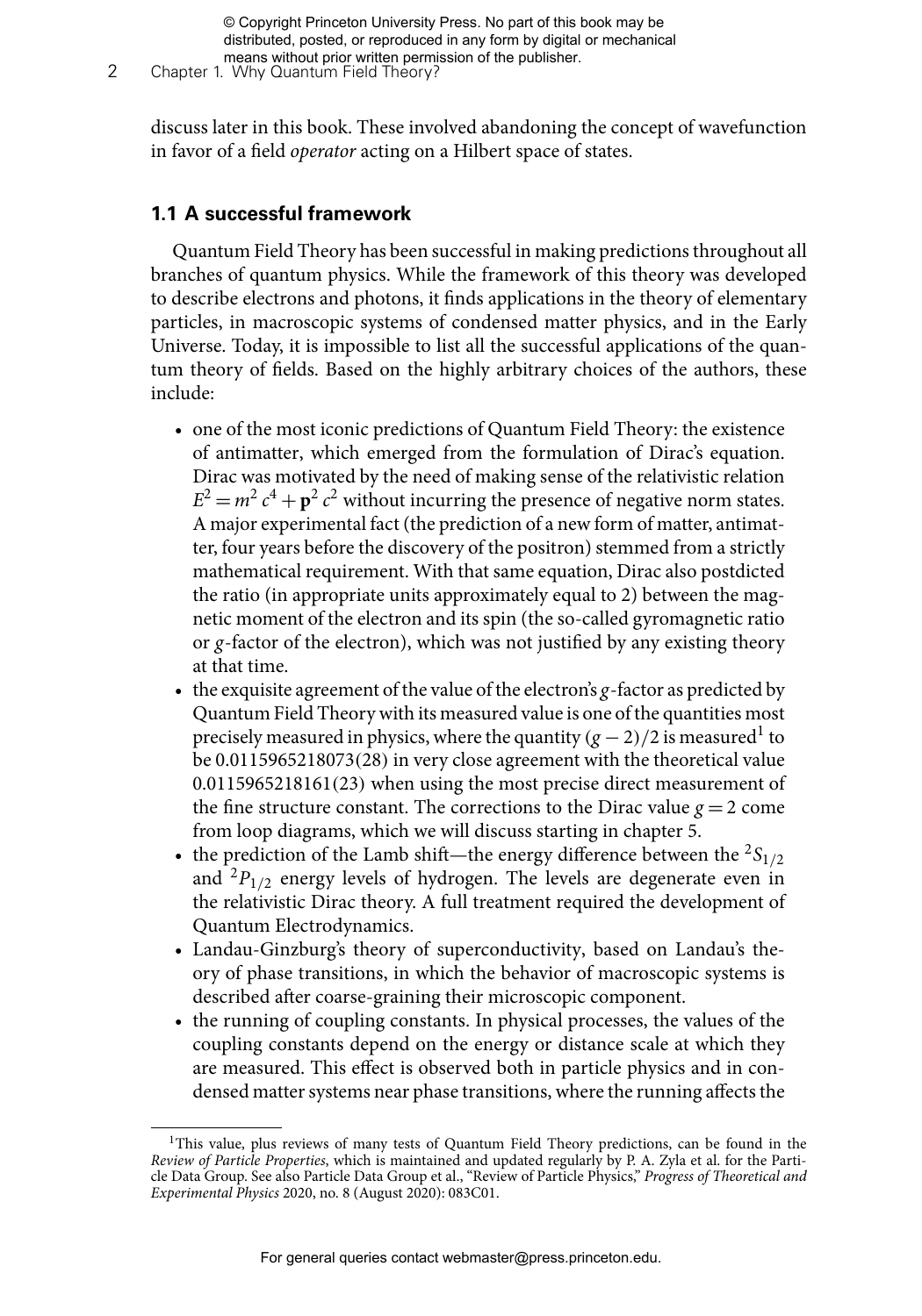discuss later in this book. These involved abandoning the concept of wavefunction in favor of a field *operator* acting on a Hilbert space of states.

## 1.1 A successful framework

Quantum Field Theory has been successful in making predictions throughout all branches of quantum physics. While the framework of this theory was developed to describe electrons and photons, it finds applications in the theory of elementary particles, in macroscopic systems of condensed matter physics, and in the Early Universe. Today, it is impossible to list all the successful applications of the quantum theory of fields. Based on the highly arbitrary choices of the authors, these include:

- one of the most iconic predictions of Quantum Field Theory: the existence of antimatter, which emerged from the formulation of Dirac's equation. Dirac was motivated by the need of making sense of the relativistic relation $E^2 = m^2 c^4 + \mathbf{p}^2 c^2$ without incurring the presence of negative norm states. A major experimental fact (the prediction of a new form of matter, antimatter, four years before the discovery of the positron) stemmed from a strictly mathematical requirement. With that same equation, Dirac also postdicted the ratio (in appropriate units approximately equal to 2) between the magnetic moment of the electron and its spin (the so-called gyromagnetic ratio or $g$-factor of the electron), which was not justified by any existing theory at that time.
- the exquisite agreement of the value of the electron's $g$-factor as predicted by Quantum Field Theory with its measured value is one of the quantities most precisely measured in physics, where the quantity $(g-2)/2$ is measured[1] to be 0.0115965218073(28) in very close agreement with the theoretical value 0.0115965218161(23) when using the most precise direct measurement of the fine structure constant. The corrections to the Dirac value $g = 2$ come from loop diagrams, which we will discuss starting in chapter 5.
- the prediction of the Lamb shift—the energy difference between the $^2S_{1/2}$ and $^2P_{1/2}$ energy levels of hydrogen. The levels are degenerate even in the relativistic Dirac theory. A full treatment required the development of Quantum Electrodynamics.
- Landau-Ginzburg's theory of superconductivity, based on Landau's theory of phase transitions, in which the behavior of macroscopic systems is described after coarse-graining their microscopic component.
- the running of coupling constants. In physical processes, the values of the coupling constants depend on the energy or distance scale at which they are measured. This effect is observed both in particle physics and in condensed matter systems near phase transitions, where the running affects the

[1] This value, plus reviews of many tests of Quantum Field Theory predictions, can be found in the *Review of Particle Properties*, which is maintained and updated regularly by P. A. Zyla et al. for the Particle Data Group. See also Particle Data Group et al., "Review of Particle Physics," *Progress of Theoretical and Experimental Physics* 2020, no. 8 (August 2020): 083C01.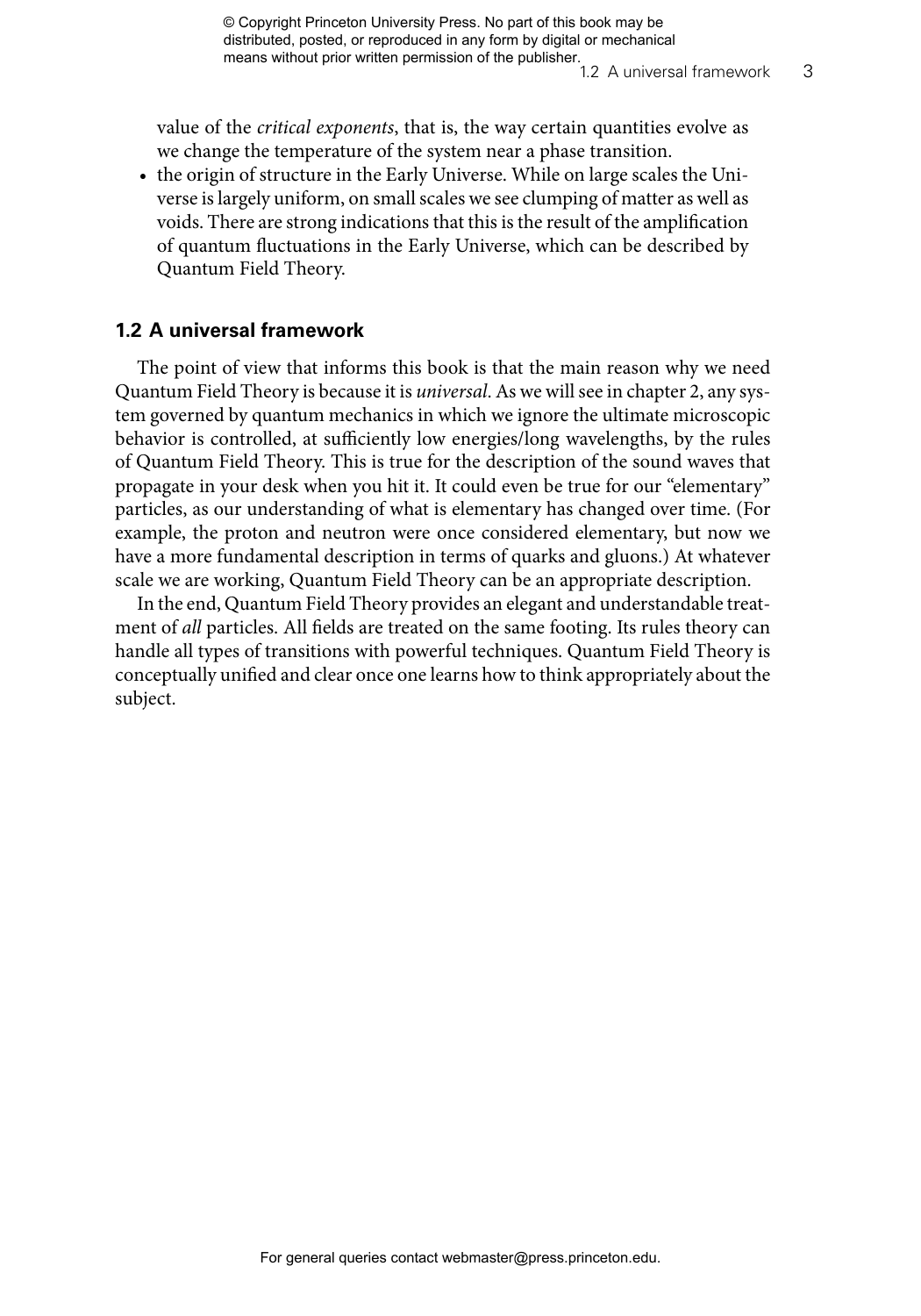value of the *critical exponents*, that is, the way certain quantities evolve as we change the temperature of the system near a phase transition.

- the origin of structure in the Early Universe. While on large scales the Universe is largely uniform, on small scales we see clumping of matter as well as voids. There are strong indications that this is the result of the amplification of quantum fluctuations in the Early Universe, which can be described by Quantum Field Theory.

## 1.2 A universal framework

The point of view that informs this book is that the main reason why we need Quantum Field Theory is because it is *universal*. As we will see in chapter 2, any system governed by quantum mechanics in which we ignore the ultimate microscopic behavior is controlled, at sufficiently low energies/long wavelengths, by the rules of Quantum Field Theory. This is true for the description of the sound waves that propagate in your desk when you hit it. It could even be true for our "elementary" particles, as our understanding of what is elementary has changed over time. (For example, the proton and neutron were once considered elementary, but now we have a more fundamental description in terms of quarks and gluons.) At whatever scale we are working, Quantum Field Theory can be an appropriate description.

In the end, Quantum Field Theory provides an elegant and understandable treatment of *all* particles. All fields are treated on the same footing. Its rules theory can handle all types of transitions with powerful techniques. Quantum Field Theory is conceptually unified and clear once one learns how to think appropriately about the subject.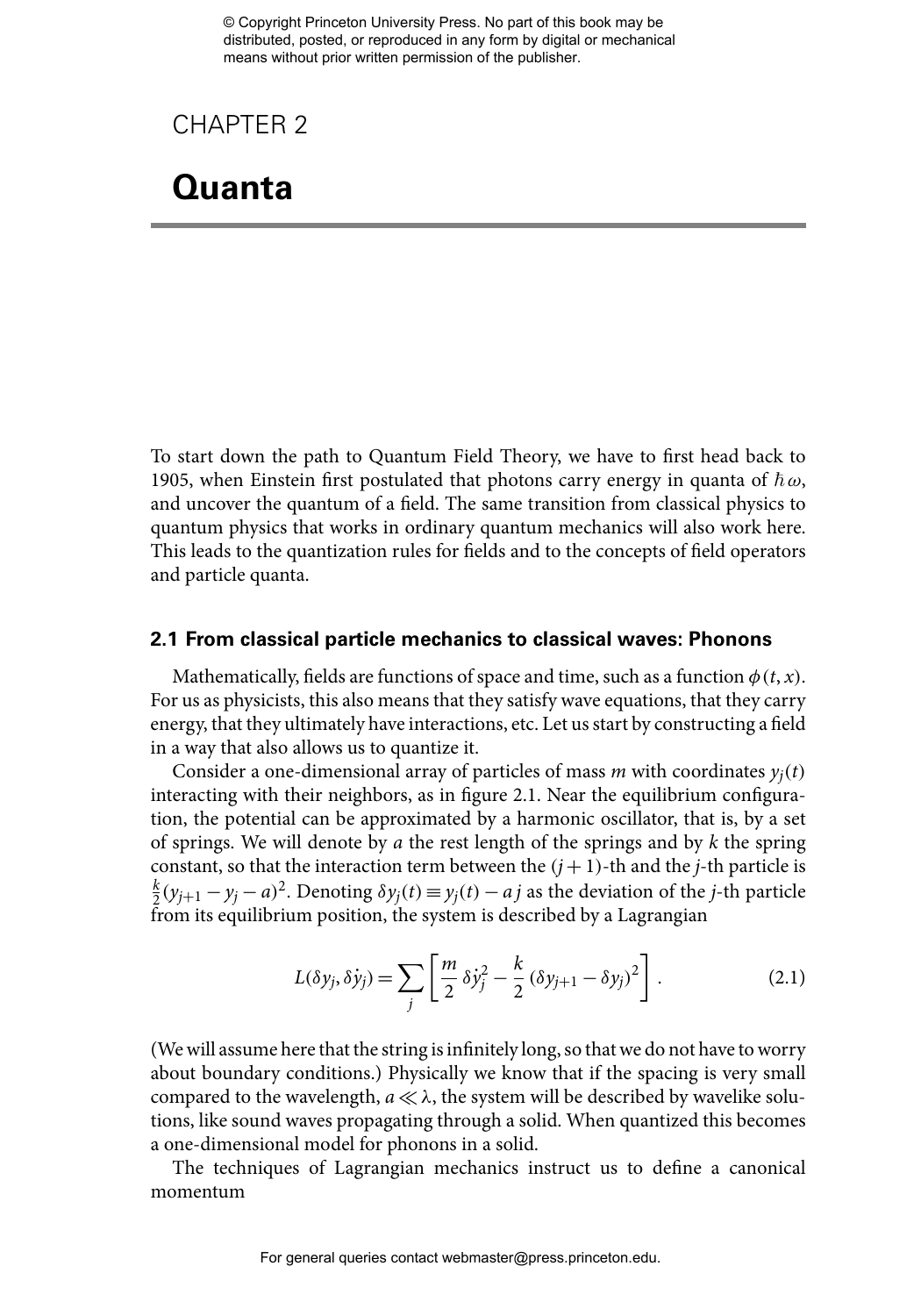# CHAPTER 2

# Quanta

To start down the path to Quantum Field Theory, we have to first head back to 1905, when Einstein first postulated that photons carry energy in quanta of $\hbar\omega$, and uncover the quantum of a field. The same transition from classical physics to quantum physics that works in ordinary quantum mechanics will also work here. This leads to the quantization rules for fields and to the concepts of field operators and particle quanta.

## 2.1 From classical particle mechanics to classical waves: Phonons

Mathematically, fields are functions of space and time, such as a function $\phi(t, x)$. For us as physicists, this also means that they satisfy wave equations, that they carry energy, that they ultimately have interactions, etc. Let us start by constructing a field in a way that also allows us to quantize it.

Consider a one-dimensional array of particles of mass $m$ with coordinates $y_j(t)$ interacting with their neighbors, as in figure 2.1. Near the equilibrium configuration, the potential can be approximated by a harmonic oscillator, that is, by a set of springs. We will denote by $a$ the rest length of the springs and by $k$ the spring constant, so that the interaction term between the $(j+1)$-th and the $j$-th particle is $\frac{k}{2}(y_{j+1} - y_j - a)^2$. Denoting $\delta y_j(t) \equiv y_j(t) - a\,j$ as the deviation of the $j$-th particle from its equilibrium position, the system is described by a Lagrangian

$$L(\delta y_j, \delta\dot{y}_j) = \sum_j \left[ \frac{m}{2}\,\delta\dot{y}_j^2 - \frac{k}{2}\,(\delta y_{j+1} - \delta y_j)^2 \right]. \tag{2.1}$$

(We will assume here that the string is infinitely long, so that we do not have to worry about boundary conditions.) Physically we know that if the spacing is very small compared to the wavelength, $a \ll \lambda$, the system will be described by wavelike solutions, like sound waves propagating through a solid. When quantized this becomes a one-dimensional model for phonons in a solid.

The techniques of Lagrangian mechanics instruct us to define a canonical momentum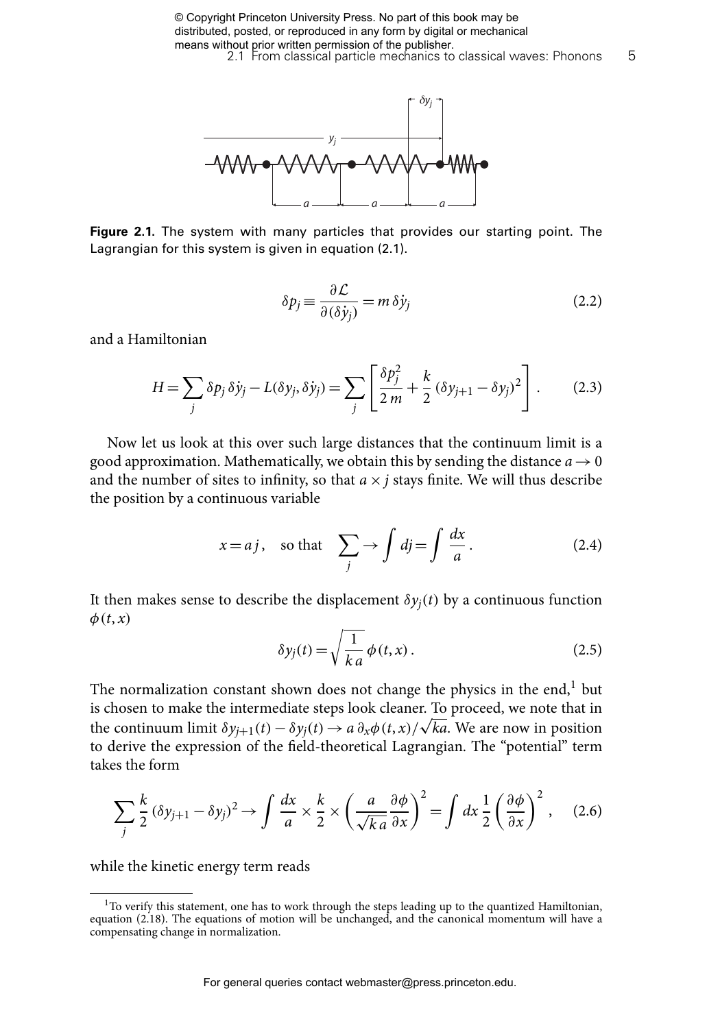**Figure 2.1.** The system with many particles that provides our starting point. The Lagrangian for this system is given in equation (2.1).

$$\delta p_j \equiv \frac{\partial \mathcal{L}}{\partial(\delta \dot{y}_j)} = m\, \delta \dot{y}_j \tag{2.2}$$

and a Hamiltonian

$$H = \sum_j \delta p_j\, \delta \dot{y}_j - L(\delta y_j, \delta \dot{y}_j) = \sum_j \left[ \frac{\delta p_j^2}{2\,m} + \frac{k}{2}\,(\delta y_{j+1} - \delta y_j)^2 \right]. \tag{2.3}$$

Now let us look at this over such large distances that the continuum limit is a good approximation. Mathematically, we obtain this by sending the distance $a \to 0$ and the number of sites to infinity, so that $a \times j$ stays finite. We will thus describe the position by a continuous variable

$$x = a\,j\,, \quad \text{so that} \quad \sum_j \to \int dj = \int \frac{dx}{a}\,. \tag{2.4}$$

It then makes sense to describe the displacement $\delta y_j(t)$ by a continuous function $\phi(t, x)$

$$\delta y_j(t) = \sqrt{\frac{1}{k\,a}}\,\phi(t, x)\,. \tag{2.5}$$

The normalization constant shown does not change the physics in the end,[1] but is chosen to make the intermediate steps look cleaner. To proceed, we note that in the continuum limit $\delta y_{j+1}(t) - \delta y_j(t) \to a\,\partial_x \phi(t, x)/\sqrt{ka}$. We are now in position to derive the expression of the field-theoretical Lagrangian. The "potential" term takes the form

$$\sum_j \frac{k}{2}\,(\delta y_{j+1} - \delta y_j)^2 \to \int \frac{dx}{a} \times \frac{k}{2} \times \left( \frac{a}{\sqrt{k\,a}} \frac{\partial \phi}{\partial x} \right)^2 = \int dx\, \frac{1}{2} \left( \frac{\partial \phi}{\partial x} \right)^2, \tag{2.6}$$

while the kinetic energy term reads

[1] To verify this statement, one has to work through the steps leading up to the quantized Hamiltonian, equation (2.18). The equations of motion will be unchanged, and the canonical momentum will have a compensating change in normalization.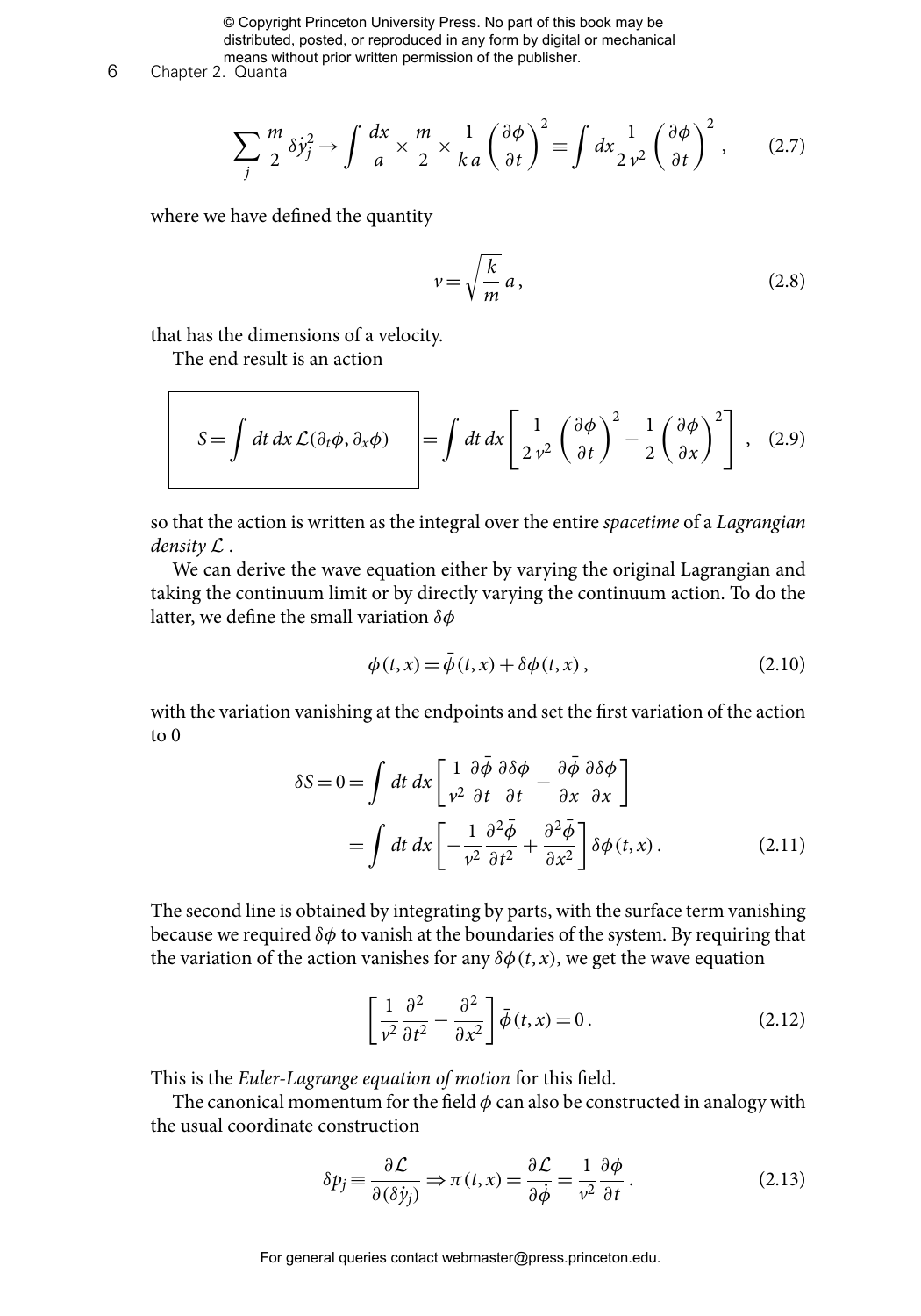$$\sum_j \frac{m}{2}\,\delta\dot{y}_j^2 \to \int \frac{dx}{a} \times \frac{m}{2} \times \frac{1}{k\,a}\left(\frac{\partial \phi}{\partial t}\right)^2 \equiv \int dx \frac{1}{2\,v^2}\left(\frac{\partial \phi}{\partial t}\right)^2 , \qquad (2.7)$$

where we have defined the quantity

$$v = \sqrt{\frac{k}{m}}\,a\,, \qquad (2.8)$$

that has the dimensions of a velocity.

The end result is an action

$$\boxed{S = \int dt\,dx\,\mathcal{L}(\partial_t \phi, \partial_x \phi)} = \int dt\,dx \left[\frac{1}{2\,v^2}\left(\frac{\partial \phi}{\partial t}\right)^2 - \frac{1}{2}\left(\frac{\partial \phi}{\partial x}\right)^2\right] , \qquad (2.9)$$

so that the action is written as the integral over the entire *spacetime* of a *Lagrangian density* $\mathcal{L}$ .

We can derive the wave equation either by varying the original Lagrangian and taking the continuum limit or by directly varying the continuum action. To do the latter, we define the small variation $\delta\phi$

$$\phi(t,x) = \bar{\phi}(t,x) + \delta\phi(t,x)\,, \qquad (2.10)$$

with the variation vanishing at the endpoints and set the first variation of the action to 0

$$\begin{aligned}
\delta S = 0 &= \int dt\,dx \left[\frac{1}{v^2}\frac{\partial \bar{\phi}}{\partial t}\frac{\partial \delta\phi}{\partial t} - \frac{\partial \bar{\phi}}{\partial x}\frac{\partial \delta\phi}{\partial x}\right] \\
&= \int dt\,dx \left[-\frac{1}{v^2}\frac{\partial^2 \bar{\phi}}{\partial t^2} + \frac{\partial^2 \bar{\phi}}{\partial x^2}\right]\delta\phi(t,x)\,. \qquad (2.11)
\end{aligned}$$

The second line is obtained by integrating by parts, with the surface term vanishing because we required $\delta\phi$ to vanish at the boundaries of the system. By requiring that the variation of the action vanishes for any $\delta\phi(t,x)$, we get the wave equation

$$\left[\frac{1}{v^2}\frac{\partial^2}{\partial t^2} - \frac{\partial^2}{\partial x^2}\right]\bar{\phi}(t,x) = 0\,. \qquad (2.12)$$

This is the *Euler-Lagrange equation of motion* for this field.

The canonical momentum for the field $\phi$ can also be constructed in analogy with the usual coordinate construction

$$\delta p_j \equiv \frac{\partial \mathcal{L}}{\partial(\delta\dot{y}_j)} \Rightarrow \pi(t,x) = \frac{\partial \mathcal{L}}{\partial \dot{\phi}} = \frac{1}{v^2}\frac{\partial \phi}{\partial t}\,. \qquad (2.13)$$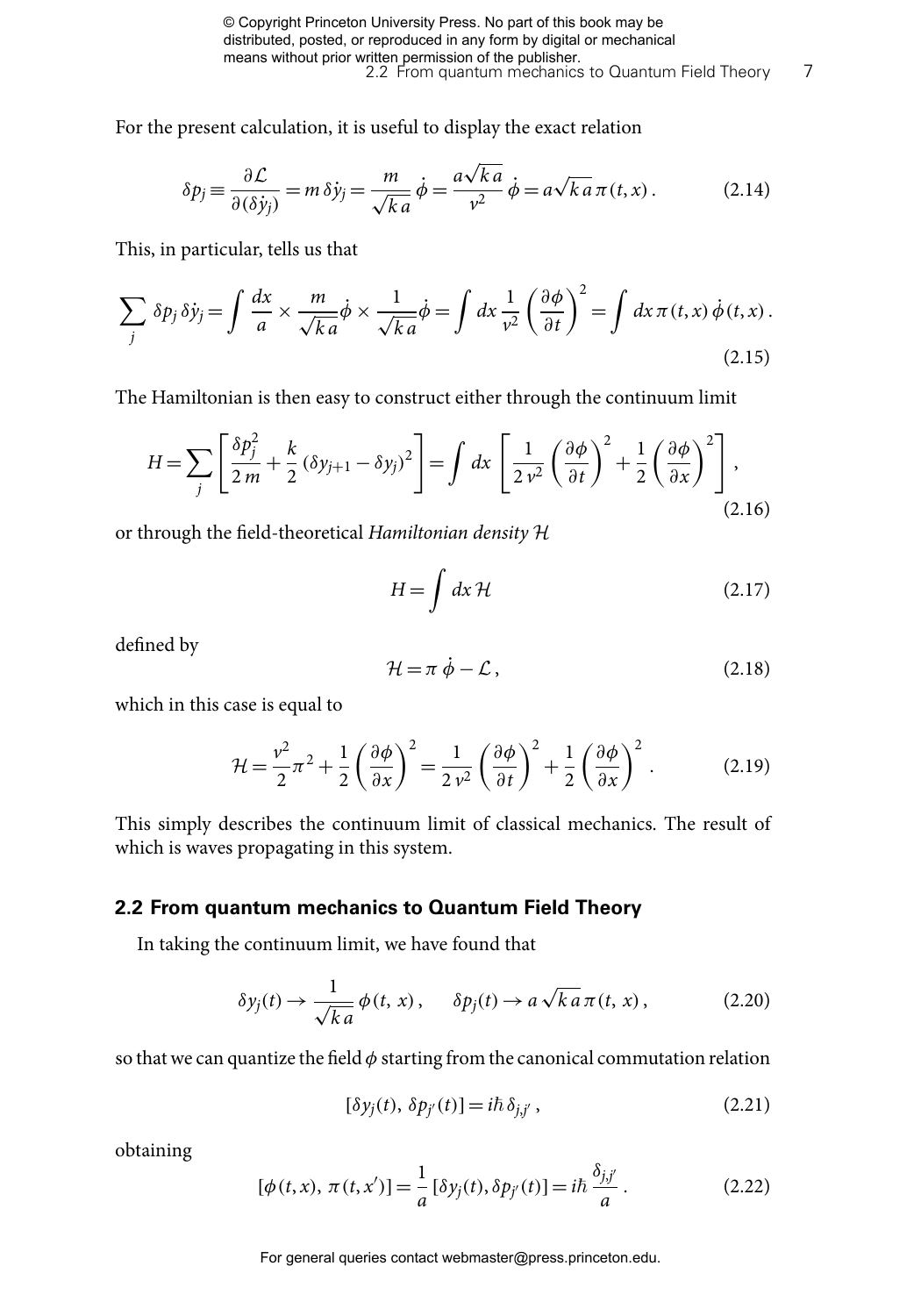For the present calculation, it is useful to display the exact relation

$$\delta p_j \equiv \frac{\partial \mathcal{L}}{\partial(\delta \dot{y}_j)} = m\, \delta \dot{y}_j = \frac{m}{\sqrt{k\,a}}\, \dot{\phi} = \frac{a\sqrt{k\,a}}{v^2}\, \dot{\phi} = a\sqrt{k\,a}\, \pi(t,x)\,. \tag{2.14}$$

This, in particular, tells us that

$$\sum_j \delta p_j\, \delta \dot{y}_j = \int \frac{dx}{a} \times \frac{m}{\sqrt{k\,a}}\dot{\phi} \times \frac{1}{\sqrt{k\,a}}\dot{\phi} = \int dx\, \frac{1}{v^2}\left(\frac{\partial \phi}{\partial t}\right)^2 = \int dx\, \pi(t,x)\, \dot{\phi}(t,x)\,. \tag{2.15}$$

The Hamiltonian is then easy to construct either through the continuum limit

$$H = \sum_j \left[\frac{\delta p_j^2}{2\,m} + \frac{k}{2}\left(\delta y_{j+1} - \delta y_j\right)^2\right] = \int dx\, \left[\frac{1}{2\,v^2}\left(\frac{\partial \phi}{\partial t}\right)^2 + \frac{1}{2}\left(\frac{\partial \phi}{\partial x}\right)^2\right], \tag{2.16}$$

or through the field-theoretical *Hamiltonian density* $\mathcal{H}$

$$H = \int dx\, \mathcal{H} \tag{2.17}$$

defined by

$$\mathcal{H} = \pi\, \dot{\phi} - \mathcal{L}\,, \tag{2.18}$$

which in this case is equal to

$$\mathcal{H} = \frac{v^2}{2}\pi^2 + \frac{1}{2}\left(\frac{\partial \phi}{\partial x}\right)^2 = \frac{1}{2\,v^2}\left(\frac{\partial \phi}{\partial t}\right)^2 + \frac{1}{2}\left(\frac{\partial \phi}{\partial x}\right)^2\,. \tag{2.19}$$

This simply describes the continuum limit of classical mechanics. The result of which is waves propagating in this system.

## 2.2 From quantum mechanics to Quantum Field Theory

In taking the continuum limit, we have found that

$$\delta y_j(t) \rightarrow \frac{1}{\sqrt{k\,a}}\, \phi(t,\, x)\,, \qquad \delta p_j(t) \rightarrow a\,\sqrt{k\,a}\, \pi(t,\, x)\,, \tag{2.20}$$

so that we can quantize the field $\phi$ starting from the canonical commutation relation

$$[\delta y_j(t),\, \delta p_{j'}(t)] = i\hbar\, \delta_{j,j'}\,, \tag{2.21}$$

obtaining

$$[\phi(t,x),\, \pi(t,x')] = \frac{1}{a}\,[\delta y_j(t), \delta p_{j'}(t)] = i\hbar\, \frac{\delta_{j,j'}}{a}\,. \tag{2.22}$$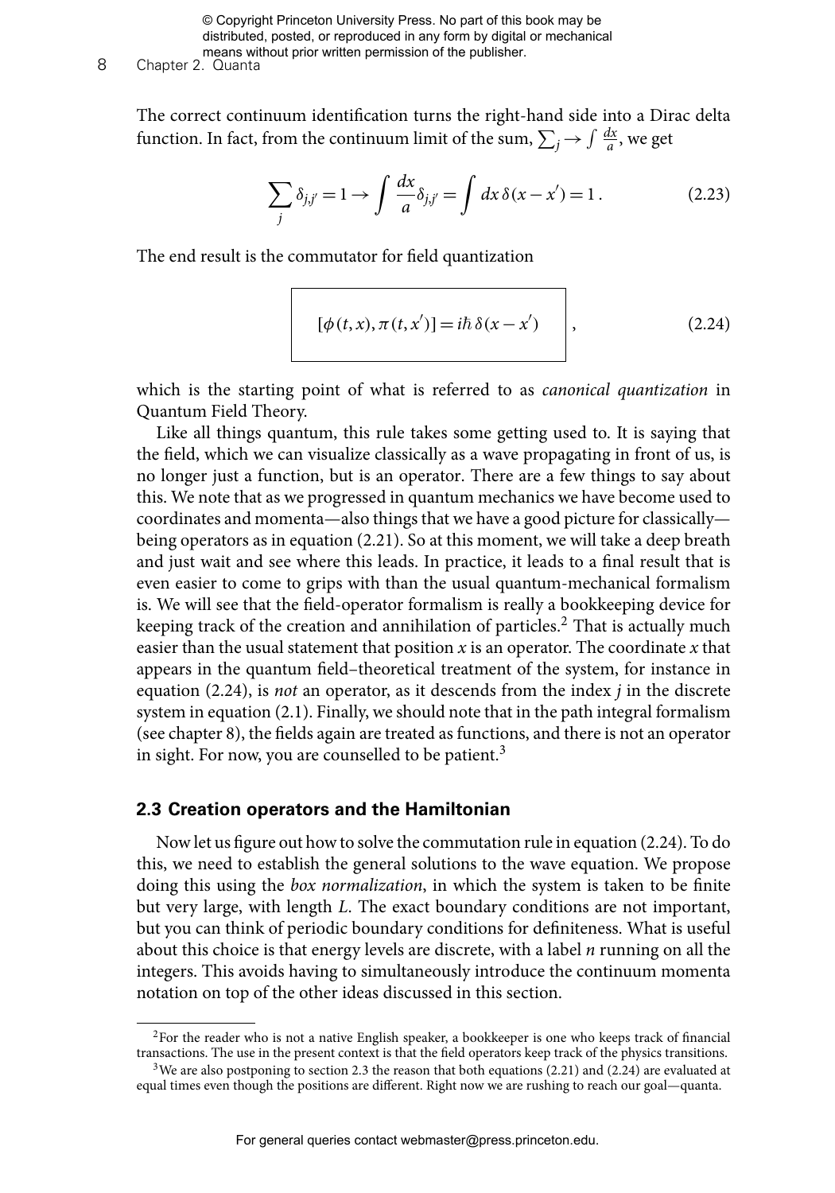The correct continuum identification turns the right-hand side into a Dirac delta function. In fact, from the continuum limit of the sum, $\sum_j \to \int \frac{dx}{a}$, we get

$$\sum_j \delta_{j,j'} = 1 \to \int \frac{dx}{a} \delta_{j,j'} = \int dx\, \delta(x - x') = 1\,. \tag{2.23}$$

The end result is the commutator for field quantization

$$\boxed{[\phi(t,x), \pi(t,x')] = i\hbar\, \delta(x - x')}\,, \tag{2.24}$$

which is the starting point of what is referred to as *canonical quantization* in Quantum Field Theory.

Like all things quantum, this rule takes some getting used to. It is saying that the field, which we can visualize classically as a wave propagating in front of us, is no longer just a function, but is an operator. There are a few things to say about this. We note that as we progressed in quantum mechanics we have become used to coordinates and momenta—also things that we have a good picture for classically—being operators as in equation (2.21). So at this moment, we will take a deep breath and just wait and see where this leads. In practice, it leads to a final result that is even easier to come to grips with than the usual quantum-mechanical formalism is. We will see that the field-operator formalism is really a bookkeeping device for keeping track of the creation and annihilation of particles.[2] That is actually much easier than the usual statement that position $x$ is an operator. The coordinate $x$ that appears in the quantum field–theoretical treatment of the system, for instance in equation (2.24), is *not* an operator, as it descends from the index $j$ in the discrete system in equation (2.1). Finally, we should note that in the path integral formalism (see chapter 8), the fields again are treated as functions, and there is not an operator in sight. For now, you are counselled to be patient.[3]

### 2.3 Creation operators and the Hamiltonian

Now let us figure out how to solve the commutation rule in equation (2.24). To do this, we need to establish the general solutions to the wave equation. We propose doing this using the *box normalization*, in which the system is taken to be finite but very large, with length $L$. The exact boundary conditions are not important, but you can think of periodic boundary conditions for definiteness. What is useful about this choice is that energy levels are discrete, with a label $n$ running on all the integers. This avoids having to simultaneously introduce the continuum momenta notation on top of the other ideas discussed in this section.

---

[2] For the reader who is not a native English speaker, a bookkeeper is one who keeps track of financial transactions. The use in the present context is that the field operators keep track of the physics transitions.

[3] We are also postponing to section 2.3 the reason that both equations (2.21) and (2.24) are evaluated at equal times even though the positions are different. Right now we are rushing to reach our goal—quanta.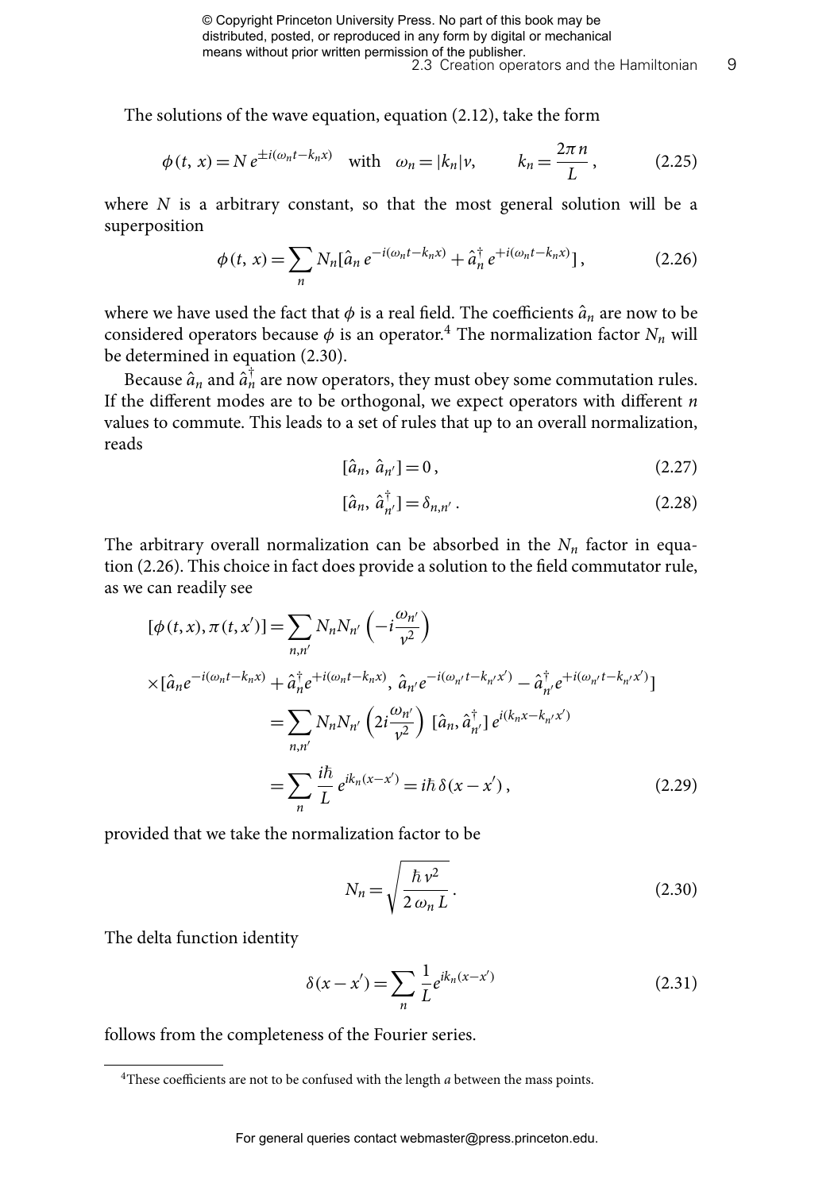The solutions of the wave equation, equation (2.12), take the form

$$\phi(t,\, x) = N\, e^{\pm i(\omega_n t - k_n x)} \quad \text{with} \quad \omega_n = |k_n| v, \qquad k_n = \frac{2\pi n}{L}\,, \tag{2.25}$$

where $N$ is a arbitrary constant, so that the most general solution will be a superposition

$$\phi(t,\, x) = \sum_n N_n [\hat{a}_n\, e^{-i(\omega_n t - k_n x)} + \hat{a}_n^\dagger\, e^{+i(\omega_n t - k_n x)}]\,, \tag{2.26}$$

where we have used the fact that $\phi$ is a real field. The coefficients $\hat{a}_n$ are now to be considered operators because $\phi$ is an operator.[4] The normalization factor $N_n$ will be determined in equation (2.30).

Because $\hat{a}_n$ and $\hat{a}_n^\dagger$ are now operators, they must obey some commutation rules. If the different modes are to be orthogonal, we expect operators with different $n$ values to commute. This leads to a set of rules that up to an overall normalization, reads

$$[\hat{a}_n,\, \hat{a}_{n'}] = 0\,, \tag{2.27}$$

$$[\hat{a}_n,\, \hat{a}_{n'}^\dagger] = \delta_{n,n'}\,. \tag{2.28}$$

The arbitrary overall normalization can be absorbed in the $N_n$ factor in equation (2.26). This choice in fact does provide a solution to the field commutator rule, as we can readily see

$$\begin{aligned}
[\phi(t,x), \pi(t,x')] &= \sum_{n,n'} N_n N_{n'} \left(-i\frac{\omega_{n'}}{v^2}\right) \\
\times [\hat{a}_n e^{-i(\omega_n t - k_n x)} &+ \hat{a}_n^\dagger e^{+i(\omega_n t - k_n x)},\, \hat{a}_{n'} e^{-i(\omega_{n'} t - k_{n'} x')} - \hat{a}_{n'}^\dagger e^{+i(\omega_{n'} t - k_{n'} x')}] \\
&= \sum_{n,n'} N_n N_{n'} \left(2i\frac{\omega_{n'}}{v^2}\right)\, [\hat{a}_n, \hat{a}_{n'}^\dagger]\, e^{i(k_n x - k_{n'} x')} \\
&= \sum_n \frac{i\hbar}{L}\, e^{ik_n(x - x')} = i\hbar\, \delta(x - x')\,,
\end{aligned} \tag{2.29}$$

provided that we take the normalization factor to be

$$N_n = \sqrt{\frac{\hbar\, v^2}{2\, \omega_n\, L}}\,. \tag{2.30}$$

The delta function identity

$$\delta(x - x') = \sum_n \frac{1}{L} e^{ik_n(x - x')} \tag{2.31}$$

follows from the completeness of the Fourier series.

---

[4] These coefficients are not to be confused with the length $a$ between the mass points.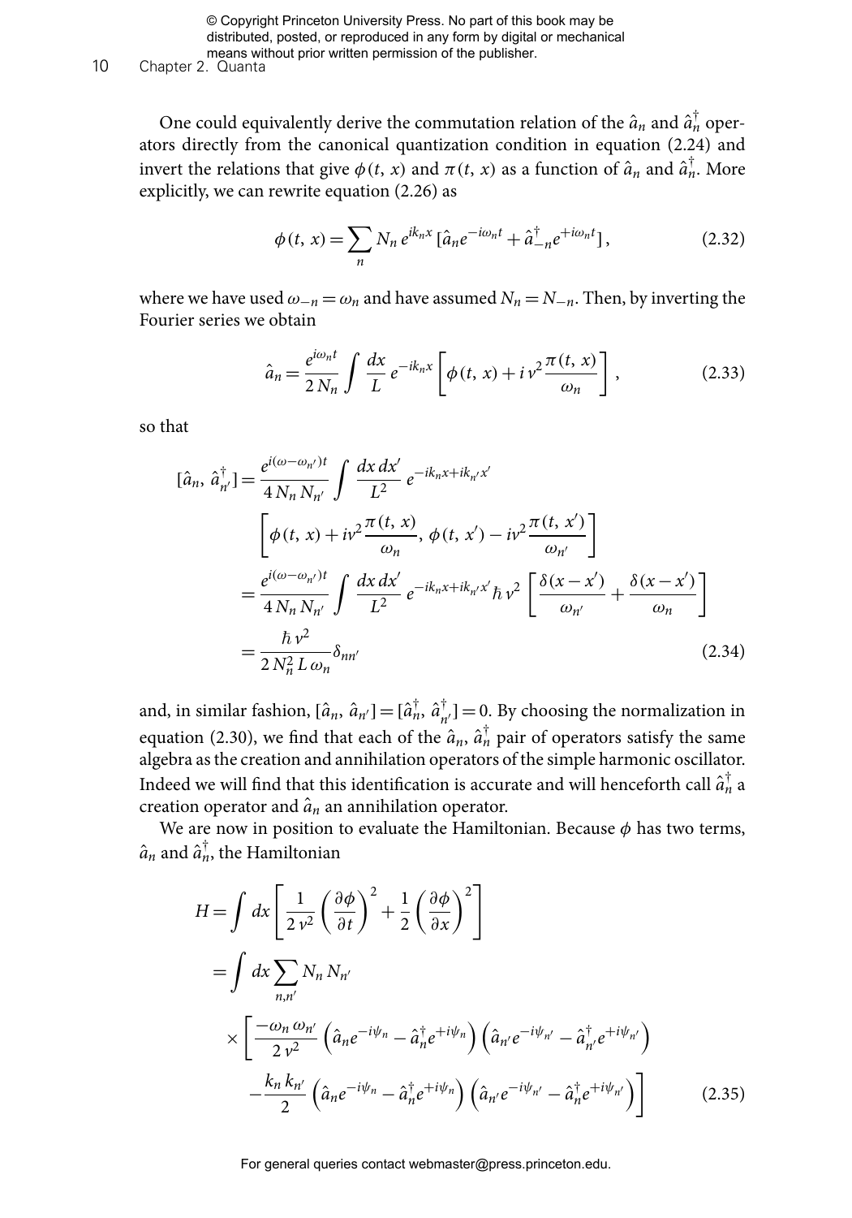One could equivalently derive the commutation relation of the $\hat{a}_n$ and $\hat{a}_n^\dagger$ operators directly from the canonical quantization condition in equation (2.24) and invert the relations that give $\phi(t, x)$ and $\pi(t, x)$ as a function of $\hat{a}_n$ and $\hat{a}_n^\dagger$. More explicitly, we can rewrite equation (2.26) as

$$\phi(t, x) = \sum_n N_n \, e^{ik_n x} \, [\hat{a}_n e^{-i\omega_n t} + \hat{a}_{-n}^\dagger e^{+i\omega_n t}] \,, \tag{2.32}$$

where we have used $\omega_{-n} = \omega_n$ and have assumed $N_n = N_{-n}$. Then, by inverting the Fourier series we obtain

$$\hat{a}_n = \frac{e^{i\omega_n t}}{2 \, N_n} \int \frac{dx}{L} \, e^{-ik_n x} \left[ \phi(t, x) + i \, v^2 \frac{\pi(t, x)}{\omega_n} \right] , \tag{2.33}$$

so that

$$\begin{aligned}
[\hat{a}_n, \hat{a}_{n'}^\dagger] &= \frac{e^{i(\omega - \omega_{n'})t}}{4 \, N_n \, N_{n'}} \int \frac{dx \, dx'}{L^2} \, e^{-ik_n x + ik_{n'} x'} \\
&\quad \left[ \phi(t, x) + iv^2 \frac{\pi(t, x)}{\omega_n}, \, \phi(t, x') - iv^2 \frac{\pi(t, x')}{\omega_{n'}} \right] \\
&= \frac{e^{i(\omega - \omega_{n'})t}}{4 \, N_n \, N_{n'}} \int \frac{dx \, dx'}{L^2} \, e^{-ik_n x + ik_{n'} x'} \hbar \, v^2 \left[ \frac{\delta(x - x')}{\omega_{n'}} + \frac{\delta(x - x')}{\omega_n} \right] \\
&= \frac{\hbar \, v^2}{2 \, N_n^2 \, L \, \omega_n} \delta_{nn'}
\end{aligned} \tag{2.34}$$

and, in similar fashion, $[\hat{a}_n, \hat{a}_{n'}] = [\hat{a}_n^\dagger, \hat{a}_{n'}^\dagger] = 0$. By choosing the normalization in equation (2.30), we find that each of the $\hat{a}_n$, $\hat{a}_n^\dagger$ pair of operators satisfy the same algebra as the creation and annihilation operators of the simple harmonic oscillator. Indeed we will find that this identification is accurate and will henceforth call $\hat{a}_n^\dagger$ a creation operator and $\hat{a}_n$ an annihilation operator.

We are now in position to evaluate the Hamiltonian. Because $\phi$ has two terms, $\hat{a}_n$ and $\hat{a}_n^\dagger$, the Hamiltonian

$$\begin{aligned}
H &= \int dx \left[ \frac{1}{2 \, v^2} \left( \frac{\partial \phi}{\partial t} \right)^2 + \frac{1}{2} \left( \frac{\partial \phi}{\partial x} \right)^2 \right] \\
&= \int dx \sum_{n,n'} N_n \, N_{n'} \\
&\quad \times \left[ \frac{-\omega_n \, \omega_{n'}}{2 \, v^2} \left( \hat{a}_n e^{-i\psi_n} - \hat{a}_n^\dagger e^{+i\psi_n} \right) \left( \hat{a}_{n'} e^{-i\psi_{n'}} - \hat{a}_{n'}^\dagger e^{+i\psi_{n'}} \right) \right. \\
&\quad \left. - \frac{k_n \, k_{n'}}{2} \left( \hat{a}_n e^{-i\psi_n} - \hat{a}_n^\dagger e^{+i\psi_n} \right) \left( \hat{a}_{n'} e^{-i\psi_{n'}} - \hat{a}_n^\dagger e^{+i\psi_{n'}} \right) \right]
\end{aligned} \tag{2.35}$$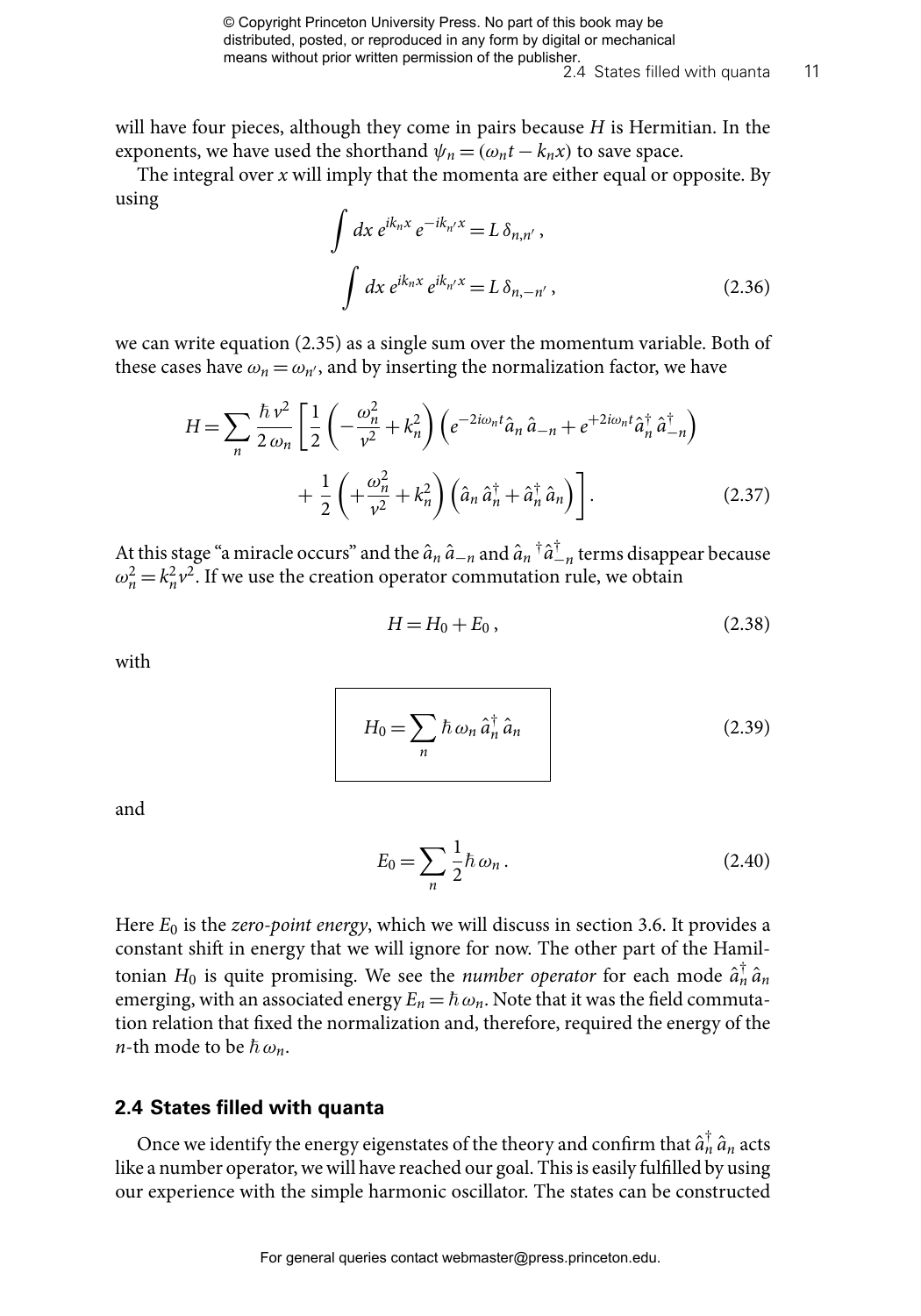will have four pieces, although they come in pairs because $H$ is Hermitian. In the exponents, we have used the shorthand $\psi_n = (\omega_n t - k_n x)$ to save space.

The integral over $x$ will imply that the momenta are either equal or opposite. By using

$$\int dx\, e^{ik_n x}\, e^{-ik_{n'} x} = L\, \delta_{n,n'}\,,$$

$$\int dx\, e^{ik_n x}\, e^{ik_{n'} x} = L\, \delta_{n,-n'}\,, \tag{2.36}$$

we can write equation (2.35) as a single sum over the momentum variable. Both of these cases have $\omega_n = \omega_{n'}$, and by inserting the normalization factor, we have

$$H = \sum_n \frac{\hbar\, v^2}{2\, \omega_n} \left[ \frac{1}{2} \left( -\frac{\omega_n^2}{v^2} + k_n^2 \right) \left( e^{-2i\omega_n t} \hat{a}_n\, \hat{a}_{-n} + e^{+2i\omega_n t} \hat{a}_n^\dagger\, \hat{a}_{-n}^\dagger \right) + \frac{1}{2} \left( +\frac{\omega_n^2}{v^2} + k_n^2 \right) \left( \hat{a}_n\, \hat{a}_n^\dagger + \hat{a}_n^\dagger\, \hat{a}_n \right) \right]. \tag{2.37}$$

At this stage "a miracle occurs" and the $\hat{a}_n\, \hat{a}_{-n}$ and $\hat{a}_n{}^\dagger \hat{a}_{-n}^\dagger$ terms disappear because $\omega_n^2 = k_n^2 v^2$. If we use the creation operator commutation rule, we obtain

$$H = H_0 + E_0\,, \tag{2.38}$$

with

$$\boxed{H_0 = \sum_n \hbar\, \omega_n\, \hat{a}_n^\dagger\, \hat{a}_n} \tag{2.39}$$

and

$$E_0 = \sum_n \frac{1}{2} \hbar\, \omega_n\,. \tag{2.40}$$

Here $E_0$ is the *zero-point energy*, which we will discuss in section 3.6. It provides a constant shift in energy that we will ignore for now. The other part of the Hamiltonian $H_0$ is quite promising. We see the *number operator* for each mode $\hat{a}_n^\dagger\, \hat{a}_n$ emerging, with an associated energy $E_n = \hbar\, \omega_n$. Note that it was the field commutation relation that fixed the normalization and, therefore, required the energy of the $n$-th mode to be $\hbar\, \omega_n$.

## 2.4 States filled with quanta

Once we identify the energy eigenstates of the theory and confirm that $\hat{a}_n^\dagger\, \hat{a}_n$ acts like a number operator, we will have reached our goal. This is easily fulfilled by using our experience with the simple harmonic oscillator. The states can be constructed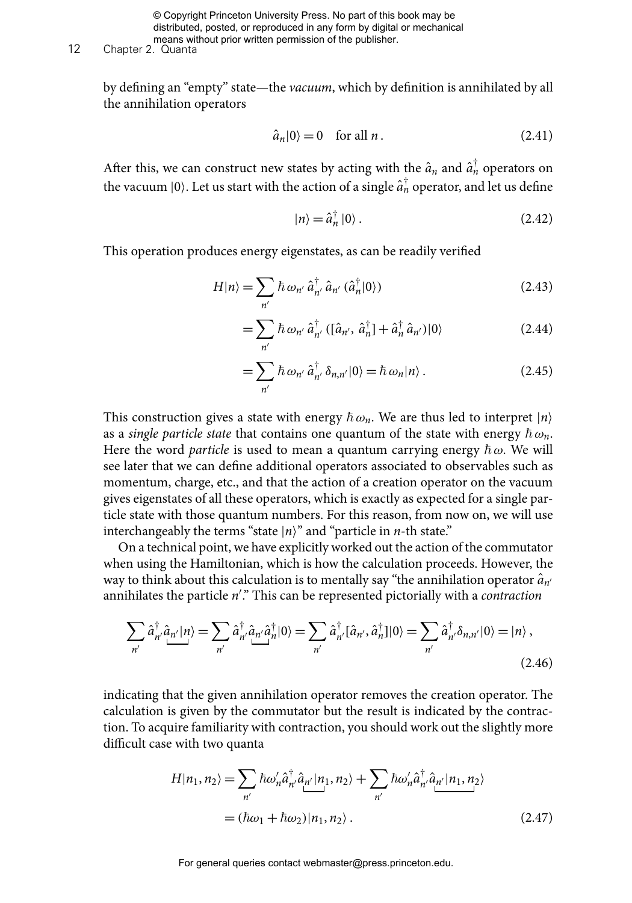by defining an "empty" state—the *vacuum*, which by definition is annihilated by all the annihilation operators

$$\hat{a}_n|0\rangle = 0 \quad \text{for all } n\,. \tag{2.41}$$

After this, we can construct new states by acting with the $\hat{a}_n$ and $\hat{a}_n^\dagger$ operators on the vacuum $|0\rangle$. Let us start with the action of a single $\hat{a}_n^\dagger$ operator, and let us define

$$|n\rangle = \hat{a}_n^\dagger\,|0\rangle\,. \tag{2.42}$$

This operation produces energy eigenstates, as can be readily verified

$$H|n\rangle = \sum_{n'} \hbar\,\omega_{n'}\,\hat{a}_{n'}^\dagger\,\hat{a}_{n'}\,(\hat{a}_n^\dagger|0\rangle) \tag{2.43}$$

$$= \sum_{n'} \hbar\,\omega_{n'}\,\hat{a}_{n'}^\dagger\,([\hat{a}_{n'},\,\hat{a}_n^\dagger] + \hat{a}_n^\dagger\,\hat{a}_{n'})|0\rangle \tag{2.44}$$

$$= \sum_{n'} \hbar\,\omega_{n'}\,\hat{a}_{n'}^\dagger\,\delta_{n,n'}|0\rangle = \hbar\,\omega_n|n\rangle\,. \tag{2.45}$$

This construction gives a state with energy $\hbar\,\omega_n$. We are thus led to interpret $|n\rangle$ as a *single particle state* that contains one quantum of the state with energy $\hbar\,\omega_n$. Here the word *particle* is used to mean a quantum carrying energy $\hbar\,\omega$. We will see later that we can define additional operators associated to observables such as momentum, charge, etc., and that the action of a creation operator on the vacuum gives eigenstates of all these operators, which is exactly as expected for a single particle state with those quantum numbers. For this reason, from now on, we will use interchangeably the terms "state $|n\rangle$" and "particle in $n$-th state."

On a technical point, we have explicitly worked out the action of the commutator when using the Hamiltonian, which is how the calculation proceeds. However, the way to think about this calculation is to mentally say "the annihilation operator $\hat{a}_{n'}$ annihilates the particle $n'$." This can be represented pictorially with a *contraction*

$$\sum_{n'} \hat{a}_{n'}^\dagger \underbrace{\hat{a}_{n'}|n\rangle} = \sum_{n'} \hat{a}_{n'}^\dagger \underbrace{\hat{a}_{n'}\hat{a}_n^\dagger}|0\rangle = \sum_{n'} \hat{a}_{n'}^\dagger[\hat{a}_{n'},\hat{a}_n^\dagger]|0\rangle = \sum_{n'} \hat{a}_{n'}^\dagger\delta_{n,n'}|0\rangle = |n\rangle\,, \tag{2.46}$$

indicating that the given annihilation operator removes the creation operator. The calculation is given by the commutator but the result is indicated by the contraction. To acquire familiarity with contraction, you should work out the slightly more difficult case with two quanta

$$H|n_1,n_2\rangle = \sum_{n'} \hbar\omega_n'\hat{a}_{n'}^\dagger \underbrace{\hat{a}_{n'}|n_1},n_2\rangle + \sum_{n'} \hbar\omega_n'\hat{a}_{n'}^\dagger \underbrace{\hat{a}_{n'}|n_1,n_2}\rangle$$

$$= (\hbar\omega_1 + \hbar\omega_2)|n_1,n_2\rangle\,. \tag{2.47}$$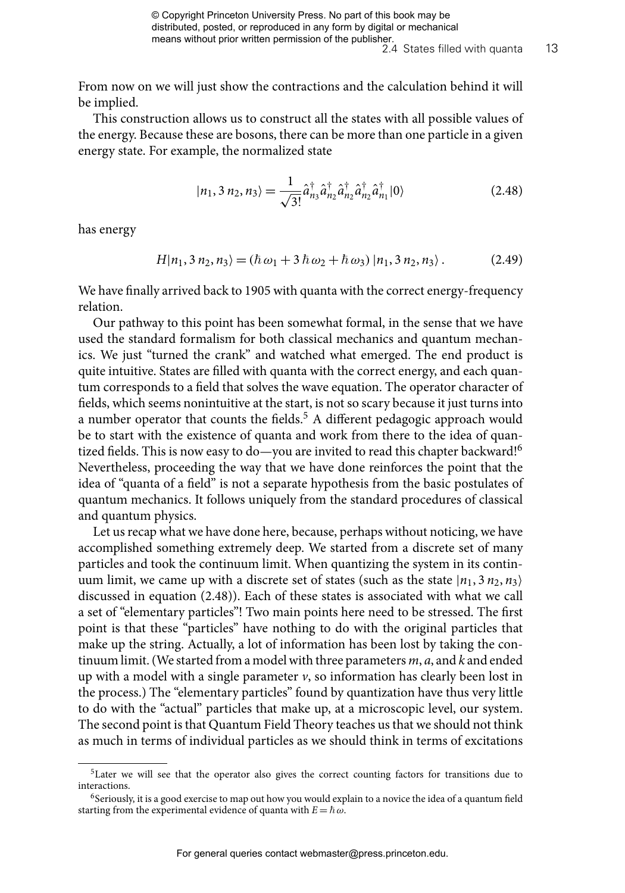From now on we will just show the contractions and the calculation behind it will be implied.

This construction allows us to construct all the states with all possible values of the energy. Because these are bosons, there can be more than one particle in a given energy state. For example, the normalized state

$$|n_1, 3\,n_2, n_3\rangle = \frac{1}{\sqrt{3!}} \hat{a}^\dagger_{n_3} \hat{a}^\dagger_{n_2} \hat{a}^\dagger_{n_2} \hat{a}^\dagger_{n_2} \hat{a}^\dagger_{n_1} |0\rangle \tag{2.48}$$

has energy

$$H|n_1, 3\,n_2, n_3\rangle = (\hbar\,\omega_1 + 3\,\hbar\,\omega_2 + \hbar\,\omega_3)\,|n_1, 3\,n_2, n_3\rangle\,. \tag{2.49}$$

We have finally arrived back to 1905 with quanta with the correct energy-frequency relation.

Our pathway to this point has been somewhat formal, in the sense that we have used the standard formalism for both classical mechanics and quantum mechanics. We just "turned the crank" and watched what emerged. The end product is quite intuitive. States are filled with quanta with the correct energy, and each quantum corresponds to a field that solves the wave equation. The operator character of fields, which seems nonintuitive at the start, is not so scary because it just turns into a number operator that counts the fields.[5] A different pedagogic approach would be to start with the existence of quanta and work from there to the idea of quantized fields. This is now easy to do—you are invited to read this chapter backward![6] Nevertheless, proceeding the way that we have done reinforces the point that the idea of "quanta of a field" is not a separate hypothesis from the basic postulates of quantum mechanics. It follows uniquely from the standard procedures of classical and quantum physics.

Let us recap what we have done here, because, perhaps without noticing, we have accomplished something extremely deep. We started from a discrete set of many particles and took the continuum limit. When quantizing the system in its continuum limit, we came up with a discrete set of states (such as the state $|n_1, 3\,n_2, n_3\rangle$ discussed in equation (2.48)). Each of these states is associated with what we call a set of "elementary particles"! Two main points here need to be stressed. The first point is that these "particles" have nothing to do with the original particles that make up the string. Actually, a lot of information has been lost by taking the continuum limit. (We started from a model with three parameters $m$, $a$, and $k$ and ended up with a model with a single parameter $v$, so information has clearly been lost in the process.) The "elementary particles" found by quantization have thus very little to do with the "actual" particles that make up, at a microscopic level, our system. The second point is that Quantum Field Theory teaches us that we should not think as much in terms of individual particles as we should think in terms of excitations

---

[5] Later we will see that the operator also gives the correct counting factors for transitions due to interactions.

[6] Seriously, it is a good exercise to map out how you would explain to a novice the idea of a quantum field starting from the experimental evidence of quanta with $E = \hbar\,\omega$.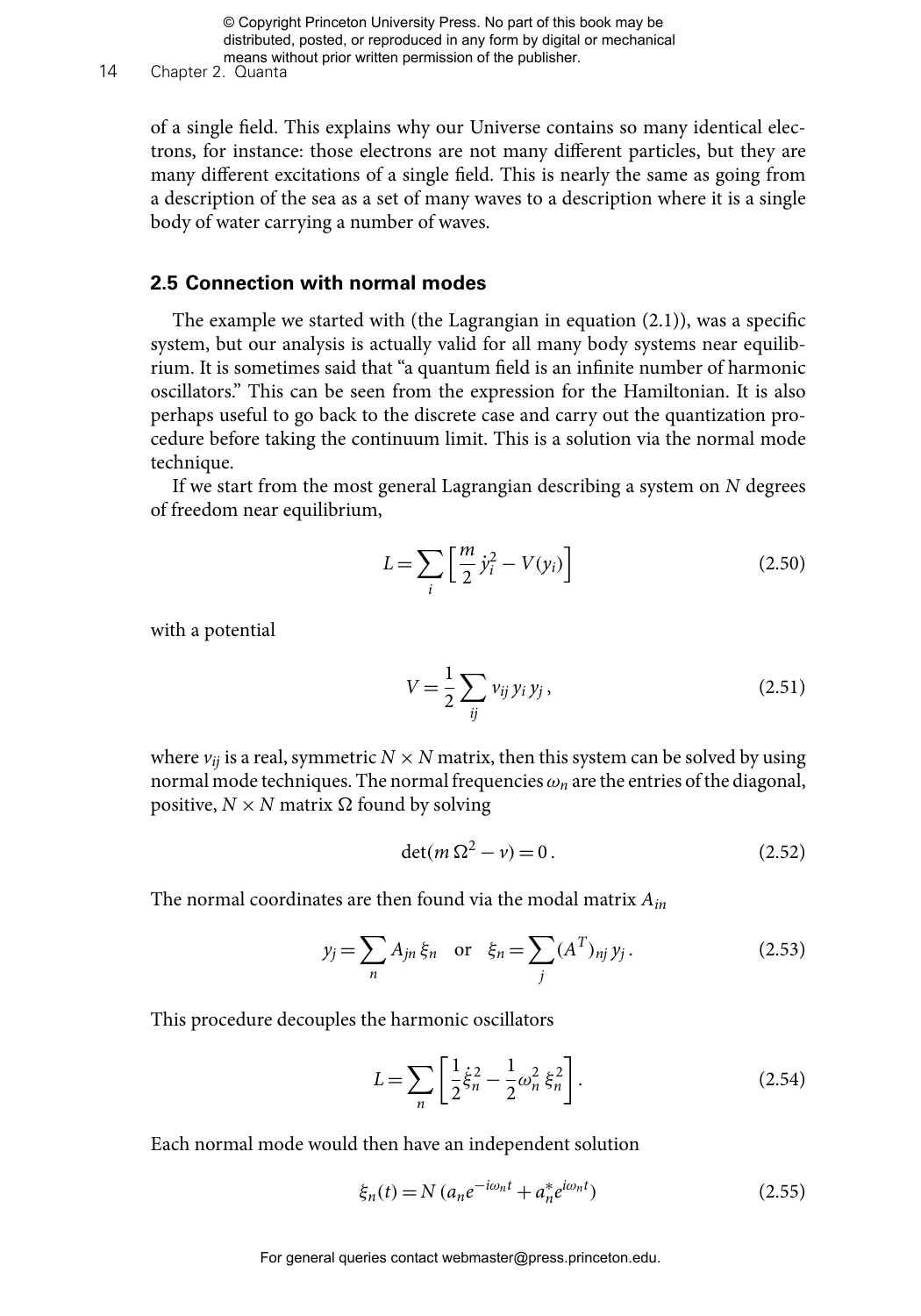of a single field. This explains why our Universe contains so many identical electrons, for instance: those electrons are not many different particles, but they are many different excitations of a single field. This is nearly the same as going from a description of the sea as a set of many waves to a description where it is a single body of water carrying a number of waves.

## 2.5 Connection with normal modes

The example we started with (the Lagrangian in equation (2.1)), was a specific system, but our analysis is actually valid for all many body systems near equilibrium. It is sometimes said that "a quantum field is an infinite number of harmonic oscillators." This can be seen from the expression for the Hamiltonian. It is also perhaps useful to go back to the discrete case and carry out the quantization procedure before taking the continuum limit. This is a solution via the normal mode technique.

If we start from the most general Lagrangian describing a system on $N$ degrees of freedom near equilibrium,

$$L = \sum_i \left[ \frac{m}{2} \dot{y}_i^2 - V(y_i) \right] \tag{2.50}$$

with a potential

$$V = \frac{1}{2} \sum_{ij} v_{ij} \, y_i \, y_j \, , \tag{2.51}$$

where $v_{ij}$ is a real, symmetric $N \times N$ matrix, then this system can be solved by using normal mode techniques. The normal frequencies $\omega_n$ are the entries of the diagonal, positive, $N \times N$ matrix $\Omega$ found by solving

$$\det(m \, \Omega^2 - v) = 0 \, . \tag{2.52}$$

The normal coordinates are then found via the modal matrix $A_{in}$

$$y_j = \sum_n A_{jn} \, \xi_n \quad \text{or} \quad \xi_n = \sum_j (A^T)_{nj} \, y_j \, . \tag{2.53}$$

This procedure decouples the harmonic oscillators

$$L = \sum_n \left[ \frac{1}{2} \dot{\xi}_n^2 - \frac{1}{2} \omega_n^2 \, \xi_n^2 \right] . \tag{2.54}$$

Each normal mode would then have an independent solution

$$\xi_n(t) = N \, (a_n e^{-i\omega_n t} + a_n^* e^{i\omega_n t}) \tag{2.55}$$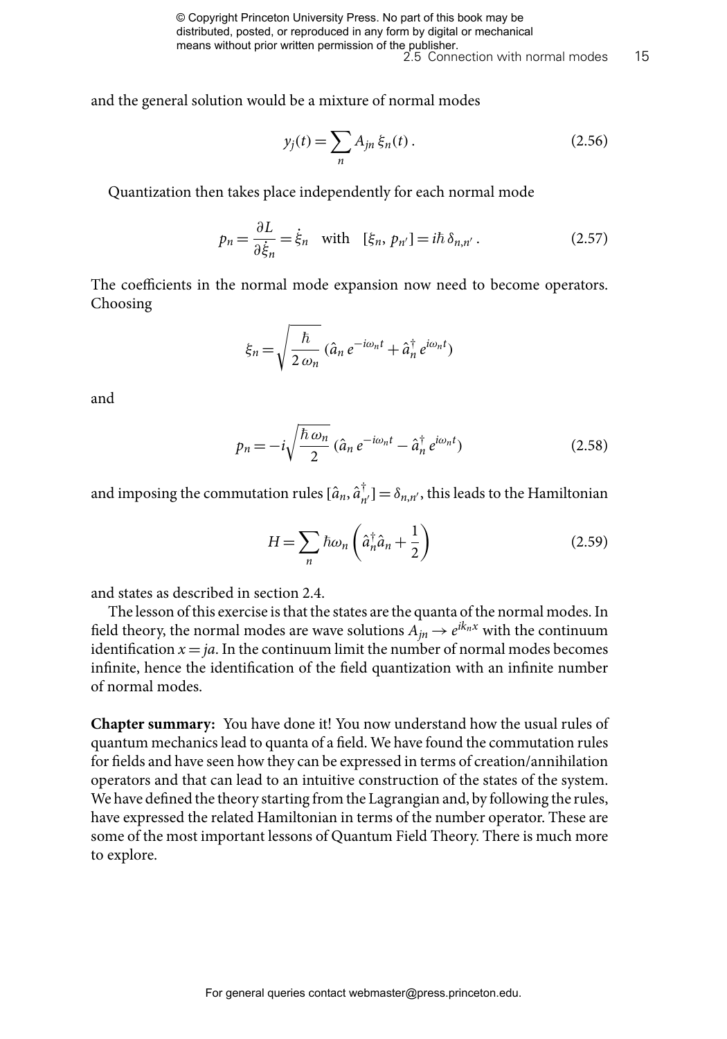and the general solution would be a mixture of normal modes

$$y_j(t) = \sum_n A_{jn}\, \xi_n(t)\,. \tag{2.56}$$

Quantization then takes place independently for each normal mode

$$p_n = \frac{\partial L}{\partial \dot{\xi}_n} = \dot{\xi}_n \quad \text{with} \quad [\xi_n,\, p_{n'}] = i\hbar\, \delta_{n,n'}\,. \tag{2.57}$$

The coefficients in the normal mode expansion now need to become operators. Choosing

$$\xi_n = \sqrt{\frac{\hbar}{2\,\omega_n}}\, (\hat{a}_n\, e^{-i\omega_n t} + \hat{a}_n^\dagger\, e^{i\omega_n t})$$

and

$$p_n = -i\sqrt{\frac{\hbar\,\omega_n}{2}}\, (\hat{a}_n\, e^{-i\omega_n t} - \hat{a}_n^\dagger\, e^{i\omega_n t}) \tag{2.58}$$

and imposing the commutation rules $[\hat{a}_n, \hat{a}_{n'}^\dagger] = \delta_{n,n'}$, this leads to the Hamiltonian

$$H = \sum_n \hbar\omega_n \left( \hat{a}_n^\dagger \hat{a}_n + \frac{1}{2} \right) \tag{2.59}$$

and states as described in section 2.4.

The lesson of this exercise is that the states are the quanta of the normal modes. In field theory, the normal modes are wave solutions $A_{jn} \to e^{ik_n x}$ with the continuum identification $x = ja$. In the continuum limit the number of normal modes becomes infinite, hence the identification of the field quantization with an infinite number of normal modes.

**Chapter summary:** You have done it! You now understand how the usual rules of quantum mechanics lead to quanta of a field. We have found the commutation rules for fields and have seen how they can be expressed in terms of creation/annihilation operators and that can lead to an intuitive construction of the states of the system. We have defined the theory starting from the Lagrangian and, by following the rules, have expressed the related Hamiltonian in terms of the number operator. These are some of the most important lessons of Quantum Field Theory. There is much more to explore.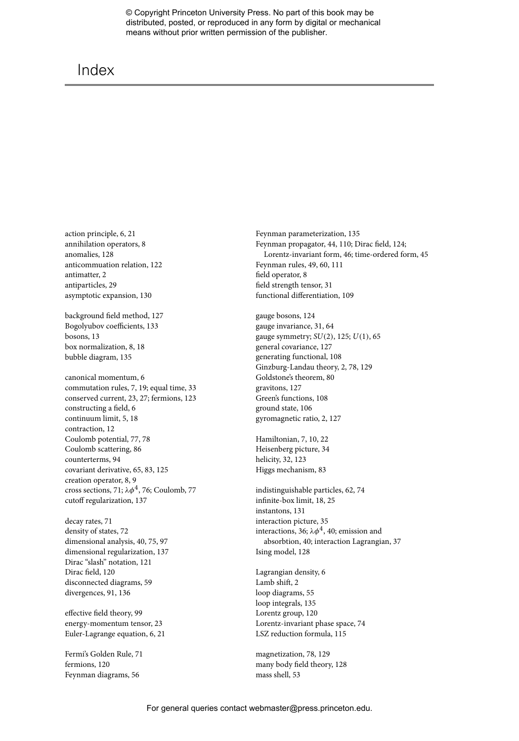# Index

action principle, 6, 21
annihilation operators, 8
anomalies, 128
anticommuation relation, 122
antimatter, 2
antiparticles, 29
asymptotic expansion, 130

background field method, 127
Bogolyubov coefficients, 133
bosons, 13
box normalization, 8, 18
bubble diagram, 135

canonical momentum, 6
commutation rules, 7, 19; equal time, 33
conserved current, 23, 27; fermions, 123
constructing a field, 6
continuum limit, 5, 18
contraction, 12
Coulomb potential, 77, 78
Coulomb scattering, 86
counterterms, 94
covariant derivative, 65, 83, 125
creation operator, 8, 9
cross sections, 71; $\lambda\phi^4$, 76; Coulomb, 77
cutoff regularization, 137

decay rates, 71
density of states, 72
dimensional analysis, 40, 75, 97
dimensional regularization, 137
Dirac "slash" notation, 121
Dirac field, 120
disconnected diagrams, 59
divergences, 91, 136

effective field theory, 99
energy-momentum tensor, 23
Euler-Lagrange equation, 6, 21

Fermi's Golden Rule, 71
fermions, 120
Feynman diagrams, 56
Feynman parameterization, 135
Feynman propagator, 44, 110; Dirac field, 124; Lorentz-invariant form, 46; time-ordered form, 45
Feynman rules, 49, 60, 111
field operator, 8
field strength tensor, 31
functional differentiation, 109

gauge bosons, 124
gauge invariance, 31, 64
gauge symmetry; $SU(2)$, 125; $U(1)$, 65
general covariance, 127
generating functional, 108
Ginzburg-Landau theory, 2, 78, 129
Goldstone's theorem, 80
gravitons, 127
Green's functions, 108
ground state, 106
gyromagnetic ratio, 2, 127

Hamiltonian, 7, 10, 22
Heisenberg picture, 34
helicity, 32, 123
Higgs mechanism, 83

indistinguishable particles, 62, 74
infinite-box limit, 18, 25
instantons, 131
interaction picture, 35
interactions, 36; $\lambda\phi^4$, 40; emission and absorbtion, 40; interaction Lagrangian, 37
Ising model, 128

Lagrangian density, 6
Lamb shift, 2
loop diagrams, 55
loop integrals, 135
Lorentz group, 120
Lorentz-invariant phase space, 74
LSZ reduction formula, 115

magnetization, 78, 129
many body field theory, 128
mass shell, 53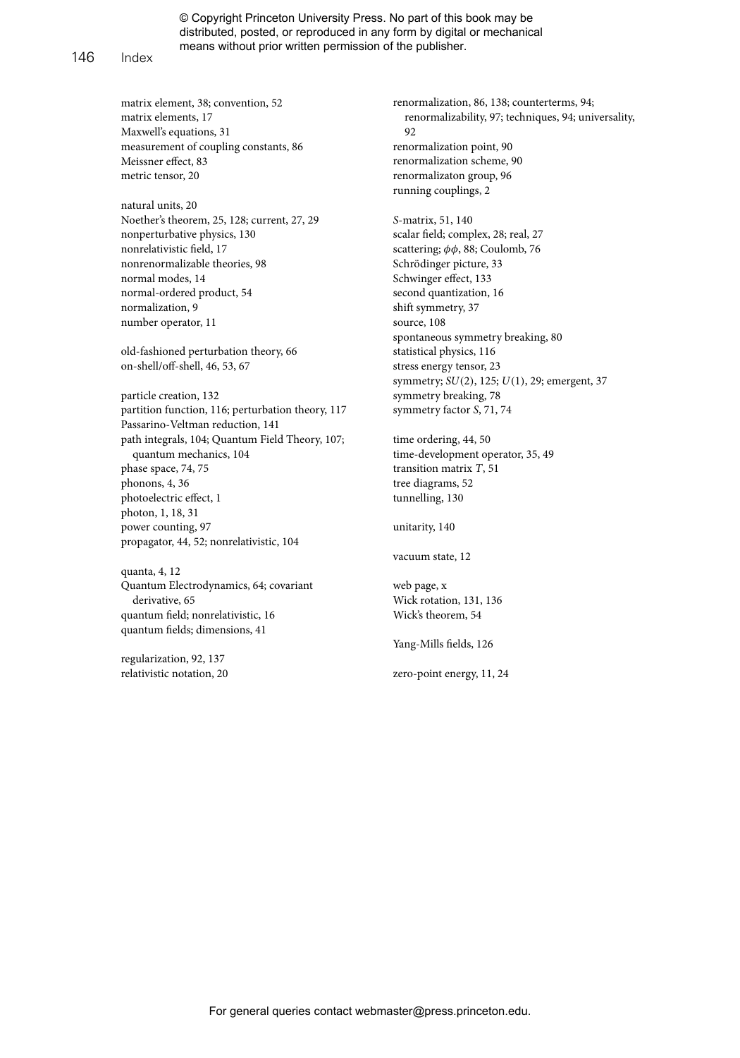matrix element, 38; convention, 52
matrix elements, 17
Maxwell's equations, 31
measurement of coupling constants, 86
Meissner effect, 83
metric tensor, 20

natural units, 20
Noether's theorem, 25, 128; current, 27, 29
nonperturbative physics, 130
nonrelativistic field, 17
nonrenormalizable theories, 98
normal modes, 14
normal-ordered product, 54
normalization, 9
number operator, 11

old-fashioned perturbation theory, 66
on-shell/off-shell, 46, 53, 67

particle creation, 132
partition function, 116; perturbation theory, 117
Passarino-Veltman reduction, 141
path integrals, 104; Quantum Field Theory, 107; quantum mechanics, 104
phase space, 74, 75
phonons, 4, 36
photoelectric effect, 1
photon, 1, 18, 31
power counting, 97
propagator, 44, 52; nonrelativistic, 104

quanta, 4, 12
Quantum Electrodynamics, 64; covariant derivative, 65
quantum field; nonrelativistic, 16
quantum fields; dimensions, 41

regularization, 92, 137
relativistic notation, 20
renormalization, 86, 138; counterterms, 94; renormalizability, 97; techniques, 94; universality, 92
renormalization point, 90
renormalization scheme, 90
renormalizaton group, 96
running couplings, 2

*S*-matrix, 51, 140
scalar field; complex, 28; real, 27
scattering; $\phi\phi$, 88; Coulomb, 76
Schrödinger picture, 33
Schwinger effect, 133
second quantization, 16
shift symmetry, 37
source, 108
spontaneous symmetry breaking, 80
statistical physics, 116
stress energy tensor, 23
symmetry; $SU(2)$, 125; $U(1)$, 29; emergent, 37
symmetry breaking, 78
symmetry factor $S$, 71, 74

time ordering, 44, 50
time-development operator, 35, 49
transition matrix $T$, 51
tree diagrams, 52
tunnelling, 130

unitarity, 140

vacuum state, 12

web page, x
Wick rotation, 131, 136
Wick's theorem, 54

Yang-Mills fields, 126

zero-point energy, 11, 24